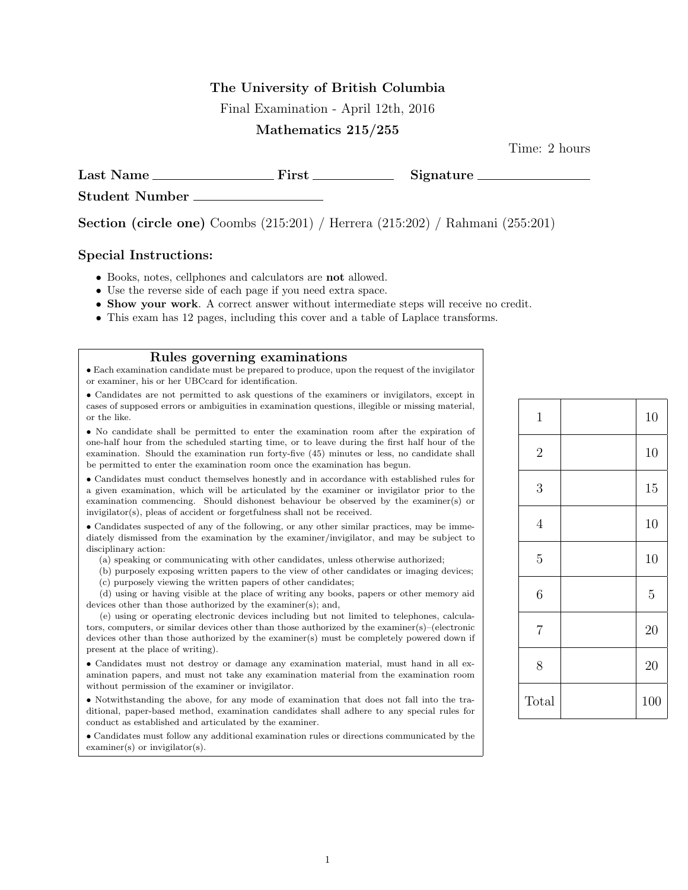**The University of British Columbia**

Final Examination - April 12th, 2016

**Mathematics 215/255**

Time: 2 hours

**Last Name** \_\_\_\_\_\_\_\_\_\_\_\_\_\_\_\_\_\_ **First** \_\_\_\_\_\_\_\_\_\_\_\_ **Signature** \_\_\_\_\_\_\_\_\_\_\_\_\_\_\_\_\_

**Student Number** \_\_\_\_\_\_\_\_\_\_\_\_\_\_\_\_\_\_\_

**Section (circle one)** Coombs (215:201) / Herrera (215:202) / Rahmani (255:201)

## Special Instructions:

- Books, notes, cellphones and calculators are **not** allowed.
- Use the reverse side of each page if you need extra space.
- **Show your work**. A correct answer without intermediate steps will receive no credit.
- This exam has 12 pages, including this cover and a table of Laplace transforms.

### Rules governing examinations

- Each examination candidate must be prepared to produce, upon the request of the invigilator or examiner, his or her UBCcard for identification.
- Candidates are not permitted to ask questions of the examiners or invigilators, except in cases of supposed errors or ambiguities in examination questions, illegible or missing material, or the like.
- No candidate shall be permitted to enter the examination room after the expiration of one-half hour from the scheduled starting time, or to leave during the first half hour of the examination. Should the examination run forty-five (45) minutes or less, no candidate shall be permitted to enter the examination room once the examination has begun.
- Candidates must conduct themselves honestly and in accordance with established rules for a given examination, which will be articulated by the examiner or invigilator prior to the examination commencing. Should dishonest behaviour be observed by the examiner(s) or invigilator(s), pleas of accident or forgetfulness shall not be received.
- Candidates suspected of any of the following, or any other similar practices, may be immediately dismissed from the examination by the examiner/invigilator, and may be subject to disciplinary action:
  - (a) speaking or communicating with other candidates, unless otherwise authorized;
  - (b) purposely exposing written papers to the view of other candidates or imaging devices;
  - (c) purposely viewing the written papers of other candidates;
  - (d) using or having visible at the place of writing any books, papers or other memory aid devices other than those authorized by the examiner(s); and,
  - (e) using or operating electronic devices including but not limited to telephones, calculators, computers, or similar devices other than those authorized by the examiner(s)–(electronic devices other than those authorized by the examiner(s) must be completely powered down if present at the place of writing).
- Candidates must not destroy or damage any examination material, must hand in all examination papers, and must not take any examination material from the examination room without permission of the examiner or invigilator.
- Notwithstanding the above, for any mode of examination that does not fall into the traditional, paper-based method, examination candidates shall adhere to any special rules for conduct as established and articulated by the examiner.
- Candidates must follow any additional examination rules or directions communicated by the examiner(s) or invigilator(s).

| Question | Score | Max |
|---|---|---|
| 1 | | 10 |
| 2 | | 10 |
| 3 | | 15 |
| 4 | | 10 |
| 5 | | 10 |
| 6 | | 5 |
| 7 | | 20 |
| 8 | | 20 |
| Total | | 100 |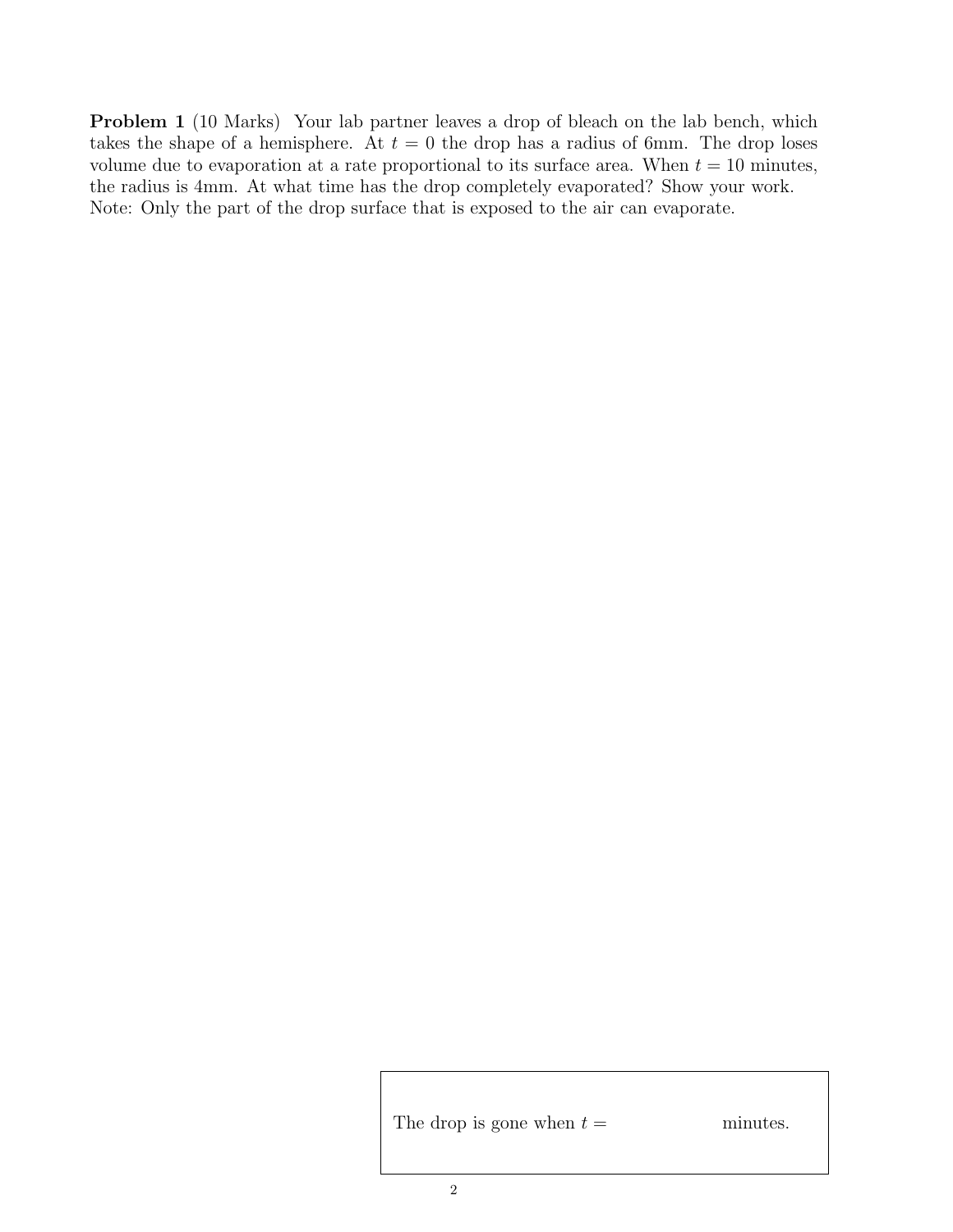**Problem 1** (10 Marks) Your lab partner leaves a drop of bleach on the lab bench, which takes the shape of a hemisphere. At $t = 0$ the drop has a radius of 6mm. The drop loses volume due to evaporation at a rate proportional to its surface area. When $t = 10$ minutes, the radius is 4mm. At what time has the drop completely evaporated? Show your work. Note: Only the part of the drop surface that is exposed to the air can evaporate.

The drop is gone when $t =$ minutes.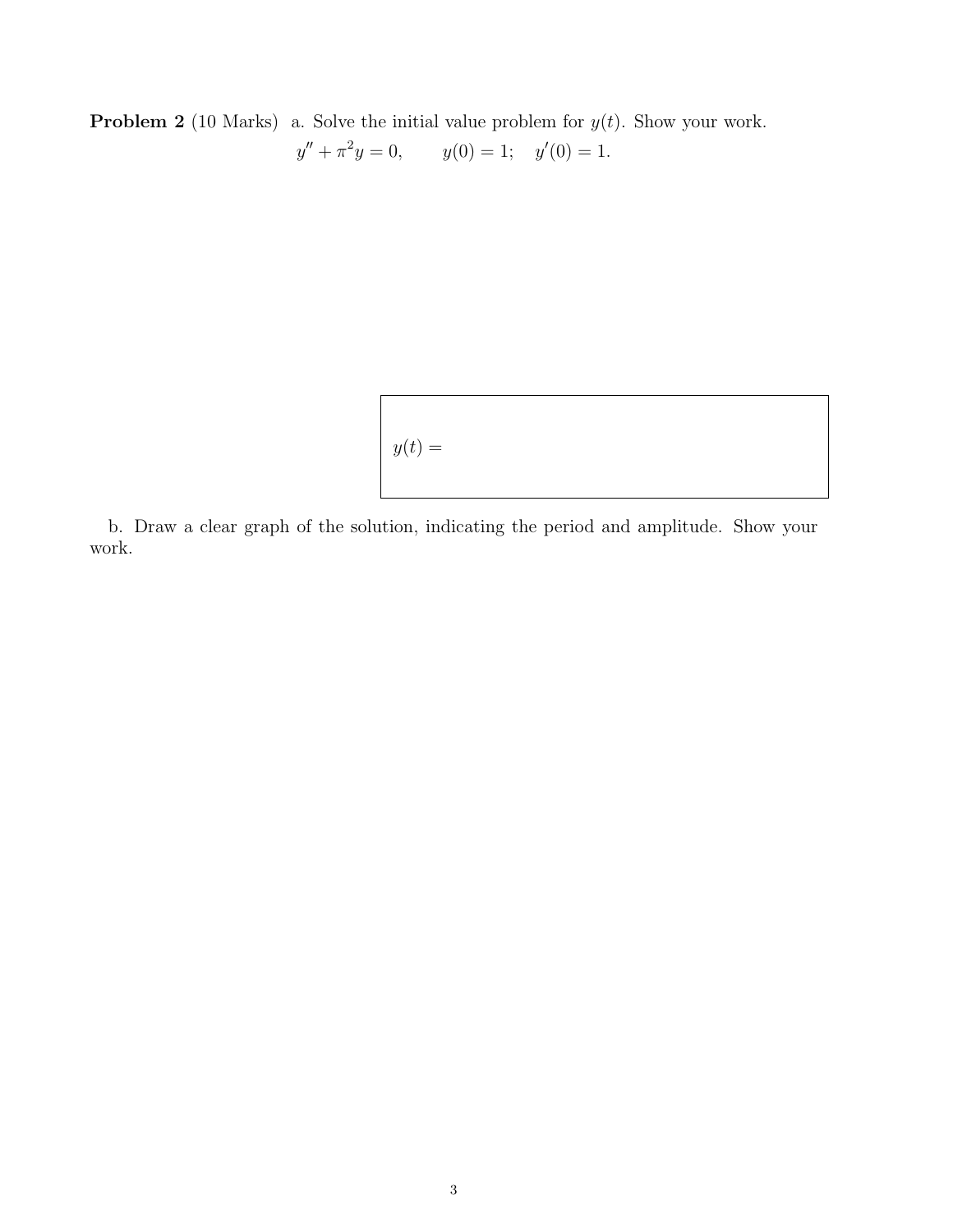**Problem 2** (10 Marks) a. Solve the initial value problem for $y(t)$. Show your work.

$$y'' + \pi^2 y = 0, \qquad y(0) = 1; \quad y'(0) = 1.$$

$y(t) =$

b. Draw a clear graph of the solution, indicating the period and amplitude. Show your work.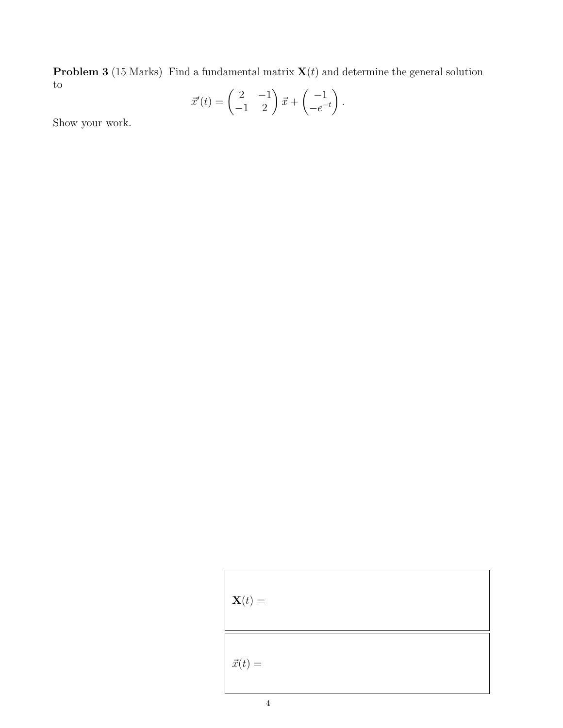**Problem 3** (15 Marks) Find a fundamental matrix $\mathbf{X}(t)$ and determine the general solution to

$$\vec{x}'(t) = \begin{pmatrix} 2 & -1 \\ -1 & 2 \end{pmatrix} \vec{x} + \begin{pmatrix} -1 \\ -e^{-t} \end{pmatrix}.$$

Show your work.

| |
|---|
| $\mathbf{X}(t) =$ |
| $\vec{x}(t) =$ |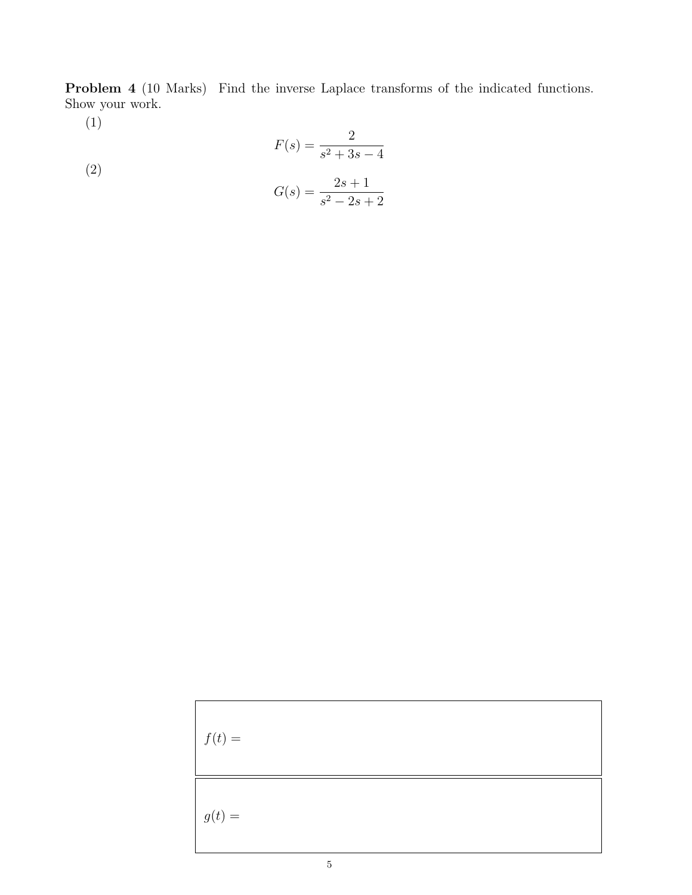**Problem 4** (10 Marks) Find the inverse Laplace transforms of the indicated functions. Show your work.

(1)

$$F(s) = \frac{2}{s^2 + 3s - 4}$$

(2)

$$G(s) = \frac{2s + 1}{s^2 - 2s + 2}$$

$f(t) =$

$g(t) =$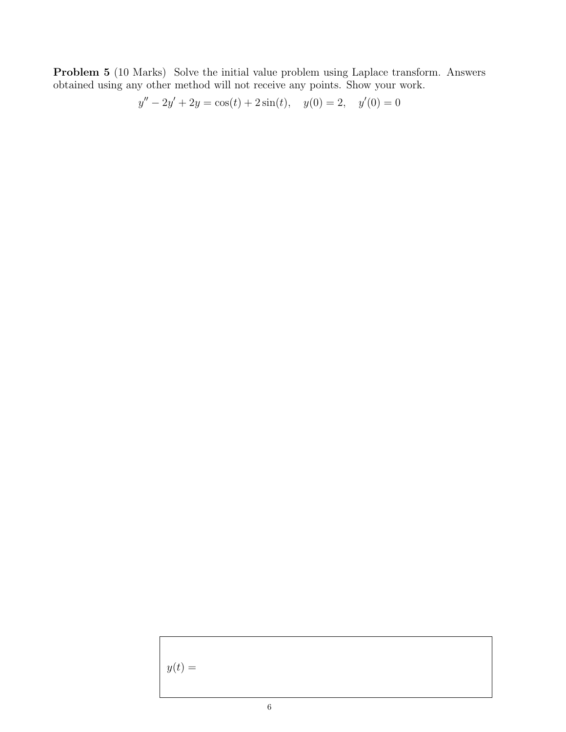**Problem 5** (10 Marks) Solve the initial value problem using Laplace transform. Answers obtained using any other method will not receive any points. Show your work.

$$y'' - 2y' + 2y = \cos(t) + 2\sin(t), \quad y(0) = 2, \quad y'(0) = 0$$

$y(t) =$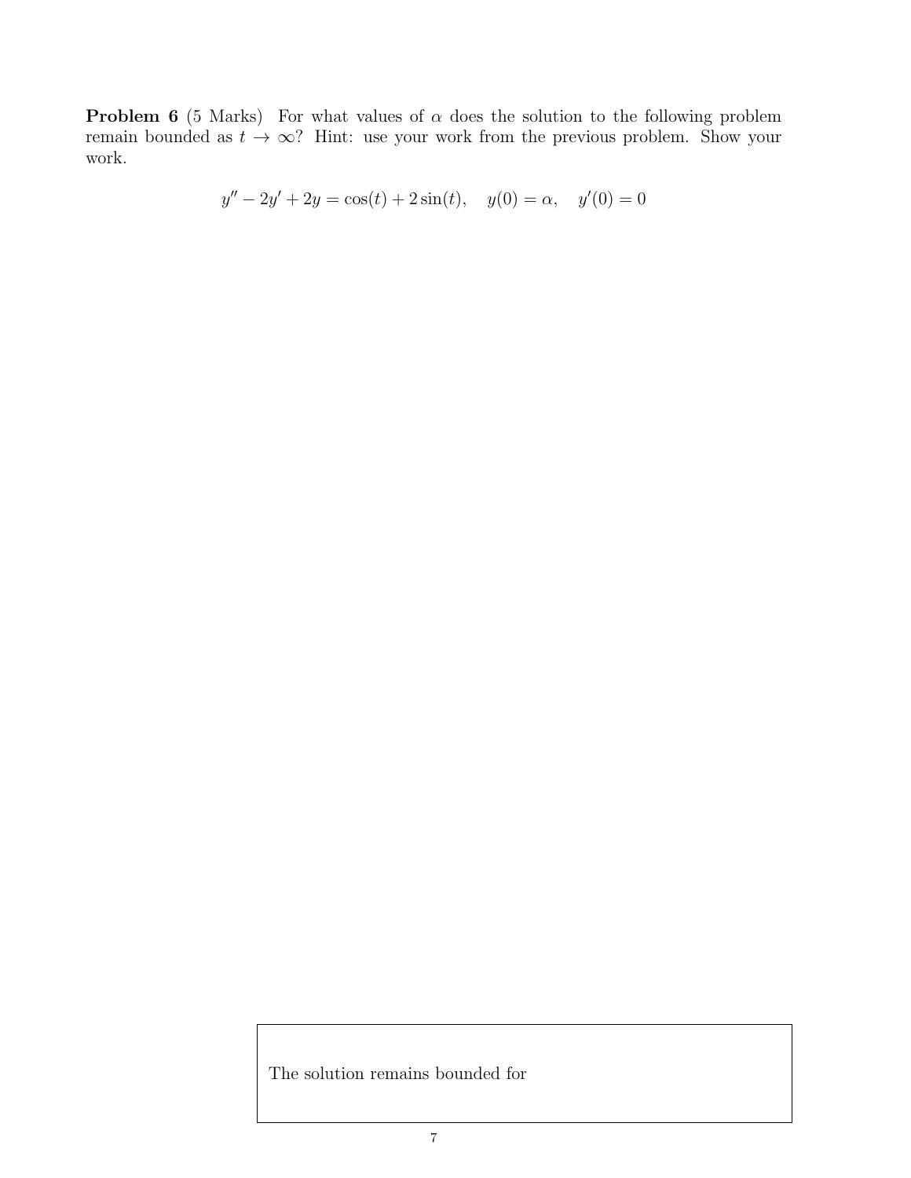**Problem 6** (5 Marks) For what values of $\alpha$ does the solution to the following problem remain bounded as $t \to \infty$? Hint: use your work from the previous problem. Show your work.

$$y'' - 2y' + 2y = \cos(t) + 2\sin(t), \quad y(0) = \alpha, \quad y'(0) = 0$$

The solution remains bounded for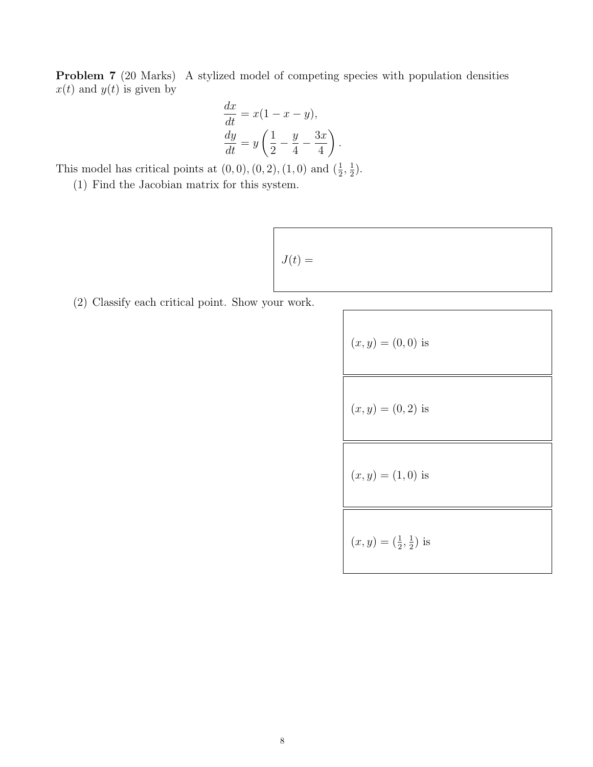**Problem 7** (20 Marks) A stylized model of competing species with population densities $x(t)$ and $y(t)$ is given by

$$
\frac{dx}{dt} = x(1 - x - y),
$$
$$
\frac{dy}{dt} = y\left(\frac{1}{2} - \frac{y}{4} - \frac{3x}{4}\right).
$$

This model has critical points at $(0, 0), (0, 2), (1, 0)$ and $(\frac{1}{2}, \frac{1}{2})$.

(1) Find the Jacobian matrix for this system.

$J(t) =$

(2) Classify each critical point. Show your work.

$(x, y) = (0, 0)$ is

$(x, y) = (0, 2)$ is

$(x, y) = (1, 0)$ is

$(x, y) = (\frac{1}{2}, \frac{1}{2})$ is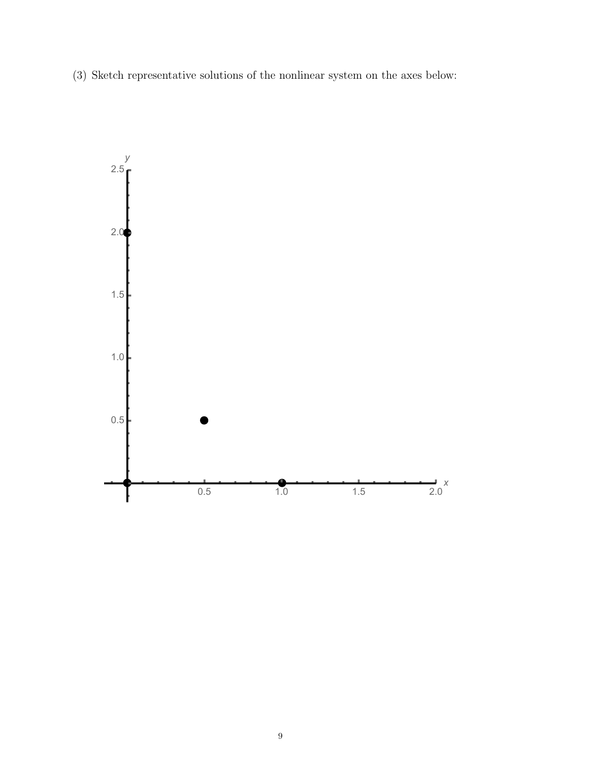(3) Sketch representative solutions of the nonlinear system on the axes below: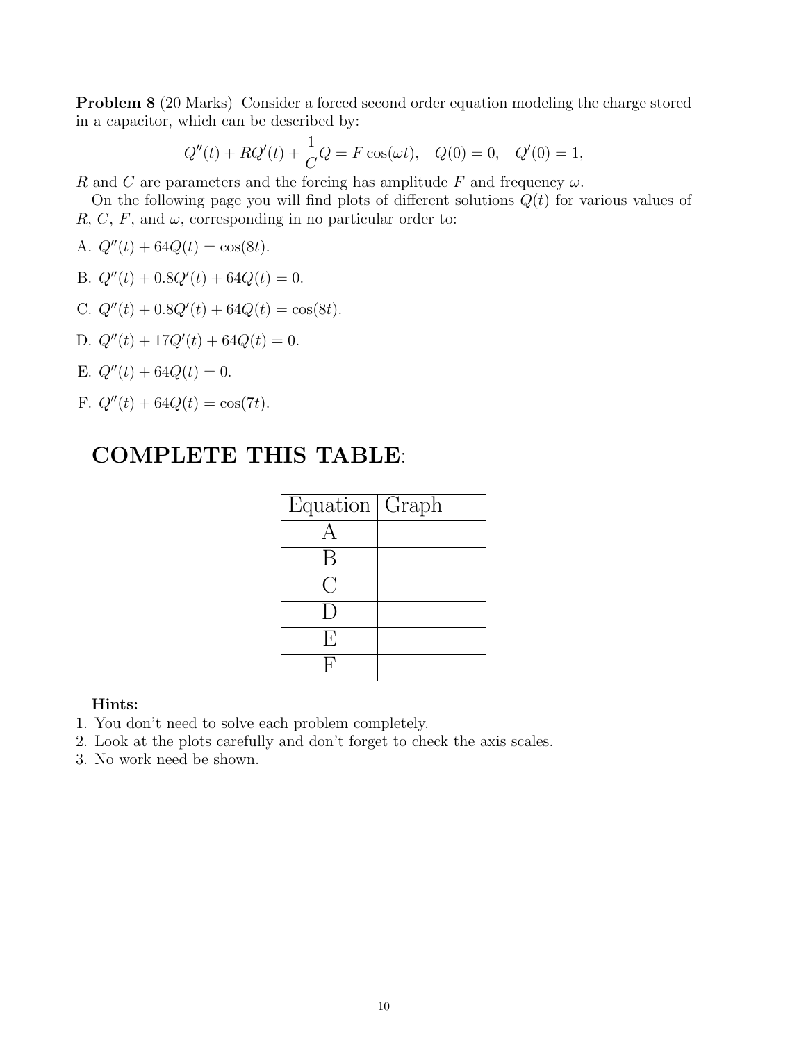**Problem 8** (20 Marks) Consider a forced second order equation modeling the charge stored in a capacitor, which can be described by:

$$Q''(t) + RQ'(t) + \frac{1}{C}Q = F\cos(\omega t), \quad Q(0) = 0, \quad Q'(0) = 1,$$

$R$ and $C$ are parameters and the forcing has amplitude $F$ and frequency $\omega$.

On the following page you will find plots of different solutions $Q(t)$ for various values of $R$, $C$, $F$, and $\omega$, corresponding in no particular order to:

A. $Q''(t) + 64Q(t) = \cos(8t)$.

B. $Q''(t) + 0.8Q'(t) + 64Q(t) = 0$.

C. $Q''(t) + 0.8Q'(t) + 64Q(t) = \cos(8t)$.

D. $Q''(t) + 17Q'(t) + 64Q(t) = 0$.

E. $Q''(t) + 64Q(t) = 0$.

F. $Q''(t) + 64Q(t) = \cos(7t)$.

## COMPLETE THIS TABLE:

| Equation | Graph |
|---|---|
| A | |
| B | |
| C | |
| D | |
| E | |
| F | |

**Hints:**
1. You don't need to solve each problem completely.
2. Look at the plots carefully and don't forget to check the axis scales.
3. No work need be shown.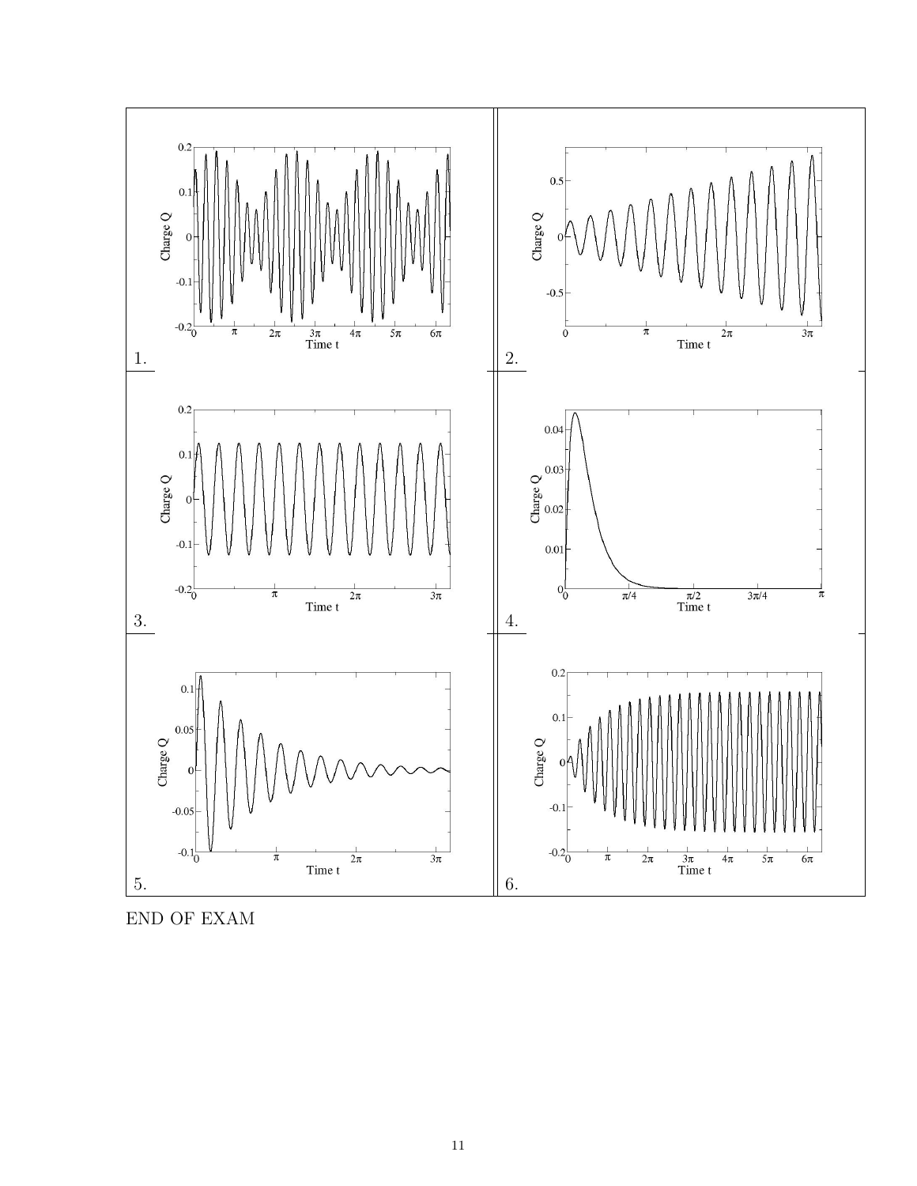1.

2.

3.

4.

5.

6.

END OF EXAM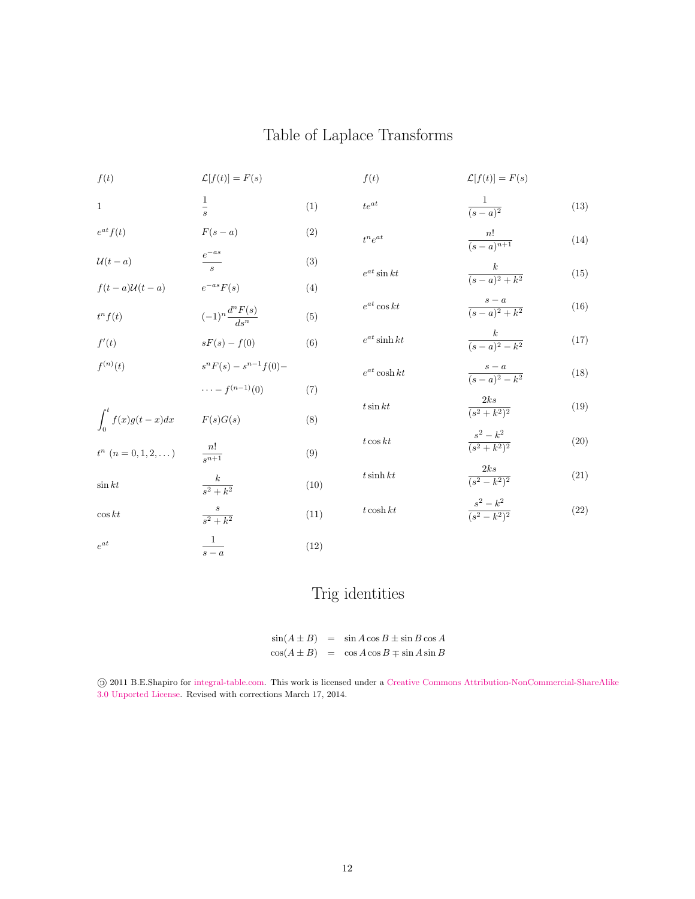# Table of Laplace Transforms

| $f(t)$ | $\mathcal{L}[f(t)] = F(s)$ | |
|---|---|---|
| $1$ | $\frac{1}{s}$ | (1) |
| $e^{at}f(t)$ | $F(s-a)$ | (2) |
| $\mathcal{U}(t-a)$ | $\frac{e^{-as}}{s}$ | (3) |
| $f(t-a)\mathcal{U}(t-a)$ | $e^{-as}F(s)$ | (4) |
| $t^n f(t)$ | $(-1)^n \frac{d^n F(s)}{ds^n}$ | (5) |
| $f'(t)$ | $sF(s) - f(0)$ | (6) |
| $f^{(n)}(t)$ | $s^n F(s) - s^{n-1}f(0) - \cdots - f^{(n-1)}(0)$ | (7) |
| $\int_0^t f(x)g(t-x)dx$ | $F(s)G(s)$ | (8) |
| $t^n$ $(n = 0, 1, 2, \dots)$ | $\frac{n!}{s^{n+1}}$ | (9) |
| $\sin kt$ | $\frac{k}{s^2+k^2}$ | (10) |
| $\cos kt$ | $\frac{s}{s^2+k^2}$ | (11) |
| $e^{at}$ | $\frac{1}{s-a}$ | (12) |
| $te^{at}$ | $\frac{1}{(s-a)^2}$ | (13) |
| $t^n e^{at}$ | $\frac{n!}{(s-a)^{n+1}}$ | (14) |
| $e^{at}\sin kt$ | $\frac{k}{(s-a)^2+k^2}$ | (15) |
| $e^{at}\cos kt$ | $\frac{s-a}{(s-a)^2+k^2}$ | (16) |
| $e^{at}\sinh kt$ | $\frac{k}{(s-a)^2-k^2}$ | (17) |
| $e^{at}\cosh kt$ | $\frac{s-a}{(s-a)^2-k^2}$ | (18) |
| $t\sin kt$ | $\frac{2ks}{(s^2+k^2)^2}$ | (19) |
| $t\cos kt$ | $\frac{s^2-k^2}{(s^2+k^2)^2}$ | (20) |
| $t\sinh kt$ | $\frac{2ks}{(s^2-k^2)^2}$ | (21) |
| $t\cosh kt$ | $\frac{s^2-k^2}{(s^2-k^2)^2}$ | (22) |

# Trig identities

$$\sin(A \pm B) = \sin A \cos B \pm \sin B \cos A$$
$$\cos(A \pm B) = \cos A \cos B \mp \sin A \sin B$$

ⓒ 2011 B.E.Shapiro for integral-table.com. This work is licensed under a Creative Commons Attribution-NonCommercial-ShareAlike 3.0 Unported License. Revised with corrections March 17, 2014.